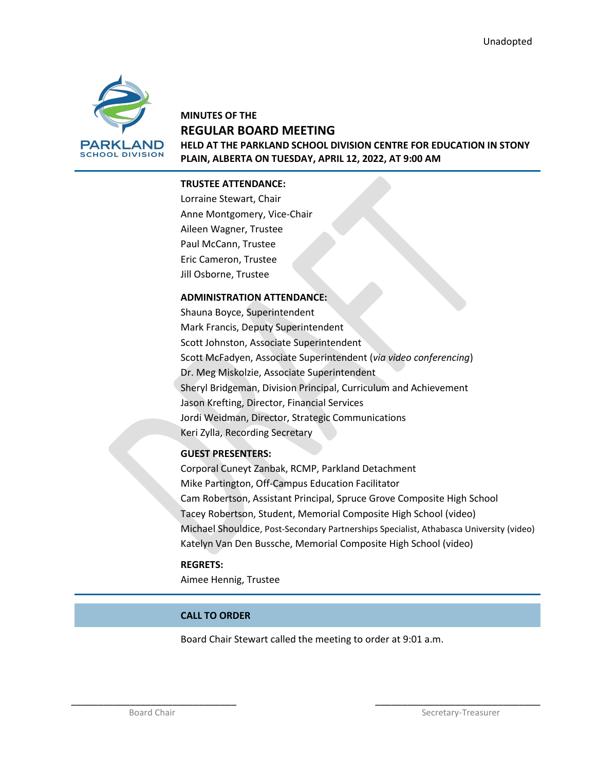Unadopted

# MINUTES OF THE
## REGULAR BOARD MEETING
**HELD AT THE PARKLAND SCHOOL DIVISION CENTRE FOR EDUCATION IN STONY PLAIN, ALBERTA ON TUESDAY, APRIL 12, 2022, AT 9:00 AM**

**TRUSTEE ATTENDANCE:**
Lorraine Stewart, Chair
Anne Montgomery, Vice-Chair
Aileen Wagner, Trustee
Paul McCann, Trustee
Eric Cameron, Trustee
Jill Osborne, Trustee

**ADMINISTRATION ATTENDANCE:**
Shauna Boyce, Superintendent
Mark Francis, Deputy Superintendent
Scott Johnston, Associate Superintendent
Scott McFadyen, Associate Superintendent (*via video conferencing*)
Dr. Meg Miskolzie, Associate Superintendent
Sheryl Bridgeman, Division Principal, Curriculum and Achievement
Jason Krefting, Director, Financial Services
Jordi Weidman, Director, Strategic Communications
Keri Zylla, Recording Secretary

**GUEST PRESENTERS:**
Corporal Cuneyt Zanbak, RCMP, Parkland Detachment
Mike Partington, Off-Campus Education Facilitator
Cam Robertson, Assistant Principal, Spruce Grove Composite High School
Tacey Robertson, Student, Memorial Composite High School (video)
Michael Shouldice, Post-Secondary Partnerships Specialist, Athabasca University (video)
Katelyn Van Den Bussche, Memorial Composite High School (video)

**REGRETS:**
Aimee Hennig, Trustee

## CALL TO ORDER

Board Chair Stewart called the meeting to order at 9:01 a.m.

\_\_\_\_\_\_\_\_\_\_\_\_\_\_\_\_\_\_\_\_\_\_\_\_\_\_\_\_ Board Chair

\_\_\_\_\_\_\_\_\_\_\_\_\_\_\_\_\_\_\_\_\_\_\_\_\_\_\_\_ Secretary-Treasurer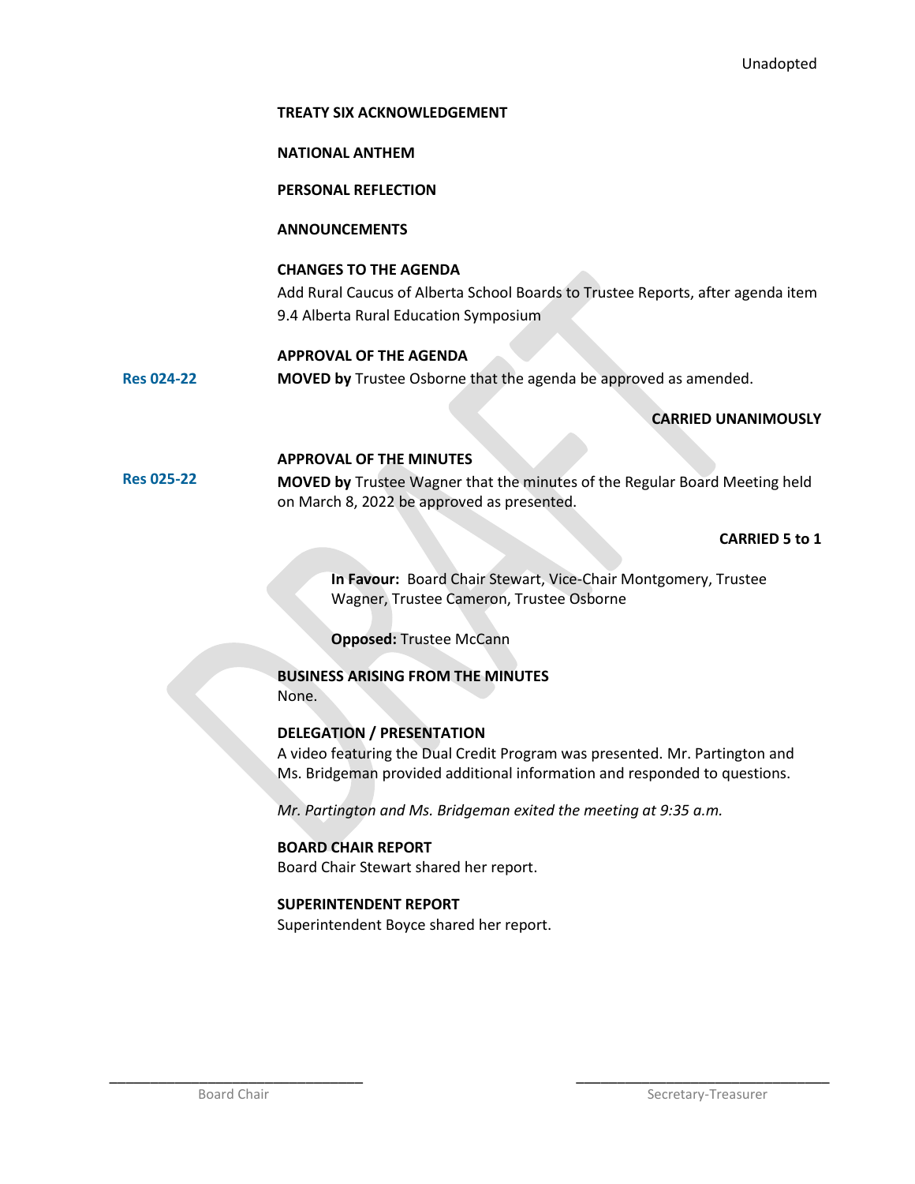Unadopted

**TREATY SIX ACKNOWLEDGEMENT**

**NATIONAL ANTHEM**

**PERSONAL REFLECTION**

**ANNOUNCEMENTS**

**CHANGES TO THE AGENDA**

Add Rural Caucus of Alberta School Boards to Trustee Reports, after agenda item 9.4 Alberta Rural Education Symposium

**APPROVAL OF THE AGENDA**

**Res 024-22** **MOVED by** Trustee Osborne that the agenda be approved as amended.

**CARRIED UNANIMOUSLY**

**APPROVAL OF THE MINUTES**

**Res 025-22** **MOVED by** Trustee Wagner that the minutes of the Regular Board Meeting held on March 8, 2022 be approved as presented.

**CARRIED 5 to 1**

**In Favour:** Board Chair Stewart, Vice-Chair Montgomery, Trustee Wagner, Trustee Cameron, Trustee Osborne

**Opposed:** Trustee McCann

**BUSINESS ARISING FROM THE MINUTES**

None.

**DELEGATION / PRESENTATION**

A video featuring the Dual Credit Program was presented. Mr. Partington and Ms. Bridgeman provided additional information and responded to questions.

*Mr. Partington and Ms. Bridgeman exited the meeting at 9:35 a.m.*

**BOARD CHAIR REPORT**

Board Chair Stewart shared her report.

**SUPERINTENDENT REPORT**

Superintendent Boyce shared her report.

\_\_\_\_\_\_\_\_\_\_\_\_\_\_\_\_\_\_\_\_\_\_\_\_\_\_\_\_\_\_
Board Chair

\_\_\_\_\_\_\_\_\_\_\_\_\_\_\_\_\_\_\_\_\_\_\_\_\_\_\_\_\_\_
Secretary-Treasurer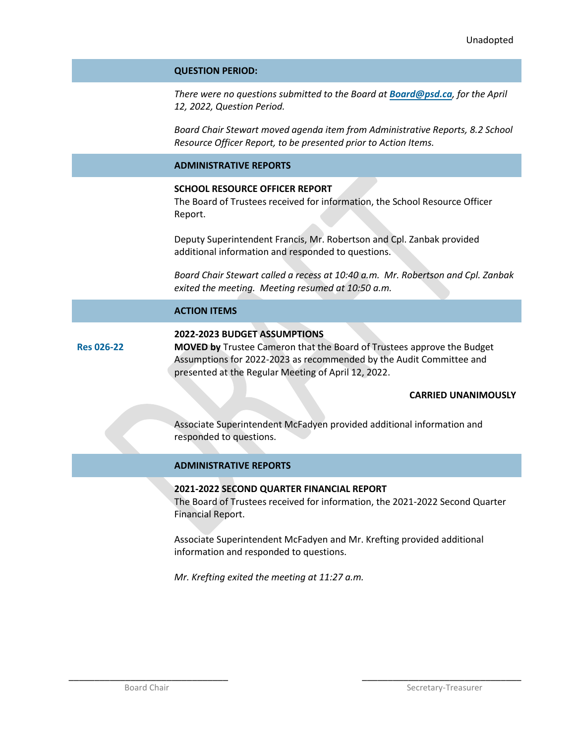Unadopted

## QUESTION PERIOD:

*There were no questions submitted to the Board at* ***Board@psd.ca****, for the April 12, 2022, Question Period.*

*Board Chair Stewart moved agenda item from Administrative Reports, 8.2 School Resource Officer Report, to be presented prior to Action Items.*

## ADMINISTRATIVE REPORTS

**SCHOOL RESOURCE OFFICER REPORT**
The Board of Trustees received for information, the School Resource Officer Report.

Deputy Superintendent Francis, Mr. Robertson and Cpl. Zanbak provided additional information and responded to questions.

*Board Chair Stewart called a recess at 10:40 a.m. Mr. Robertson and Cpl. Zanbak exited the meeting. Meeting resumed at 10:50 a.m.*

## ACTION ITEMS

**2022-2023 BUDGET ASSUMPTIONS**

**Res 026-22**

**MOVED by** Trustee Cameron that the Board of Trustees approve the Budget Assumptions for 2022-2023 as recommended by the Audit Committee and presented at the Regular Meeting of April 12, 2022.

**CARRIED UNANIMOUSLY**

Associate Superintendent McFadyen provided additional information and responded to questions.

## ADMINISTRATIVE REPORTS

**2021-2022 SECOND QUARTER FINANCIAL REPORT**
The Board of Trustees received for information, the 2021-2022 Second Quarter Financial Report.

Associate Superintendent McFadyen and Mr. Krefting provided additional information and responded to questions.

*Mr. Krefting exited the meeting at 11:27 a.m.*

_______________________________ Board Chair

_______________________________ Secretary-Treasurer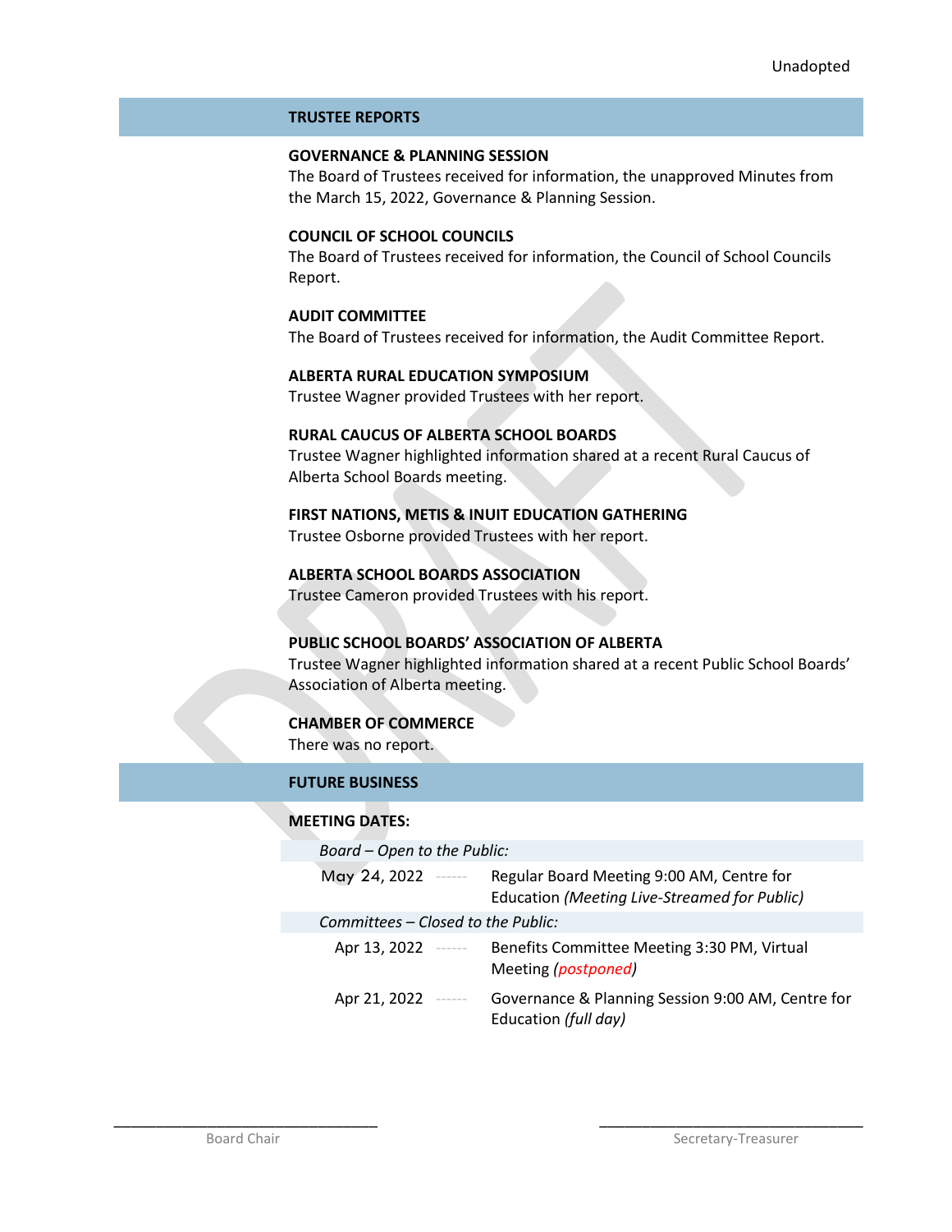Unadopted

## TRUSTEE REPORTS

**GOVERNANCE & PLANNING SESSION**
The Board of Trustees received for information, the unapproved Minutes from the March 15, 2022, Governance & Planning Session.

**COUNCIL OF SCHOOL COUNCILS**
The Board of Trustees received for information, the Council of School Councils Report.

**AUDIT COMMITTEE**
The Board of Trustees received for information, the Audit Committee Report.

**ALBERTA RURAL EDUCATION SYMPOSIUM**
Trustee Wagner provided Trustees with her report.

**RURAL CAUCUS OF ALBERTA SCHOOL BOARDS**
Trustee Wagner highlighted information shared at a recent Rural Caucus of Alberta School Boards meeting.

**FIRST NATIONS, METIS & INUIT EDUCATION GATHERING**
Trustee Osborne provided Trustees with her report.

**ALBERTA SCHOOL BOARDS ASSOCIATION**
Trustee Cameron provided Trustees with his report.

**PUBLIC SCHOOL BOARDS' ASSOCIATION OF ALBERTA**
Trustee Wagner highlighted information shared at a recent Public School Boards' Association of Alberta meeting.

**CHAMBER OF COMMERCE**
There was no report.

## FUTURE BUSINESS

**MEETING DATES:**

*Board – Open to the Public:*

| | |
|---|---|
| May 24, 2022 | Regular Board Meeting 9:00 AM, Centre for Education *(Meeting Live-Streamed for Public)* |

*Committees – Closed to the Public:*

| | |
|---|---|
| Apr 13, 2022 | Benefits Committee Meeting 3:30 PM, Virtual Meeting *(postponed)* |
| Apr 21, 2022 | Governance & Planning Session 9:00 AM, Centre for Education *(full day)* |

\_\_\_\_\_\_\_\_\_\_\_\_\_\_\_\_\_\_\_\_\_\_\_\_\_\_\_\_
Board Chair

\_\_\_\_\_\_\_\_\_\_\_\_\_\_\_\_\_\_\_\_\_\_\_\_\_\_\_\_
Secretary-Treasurer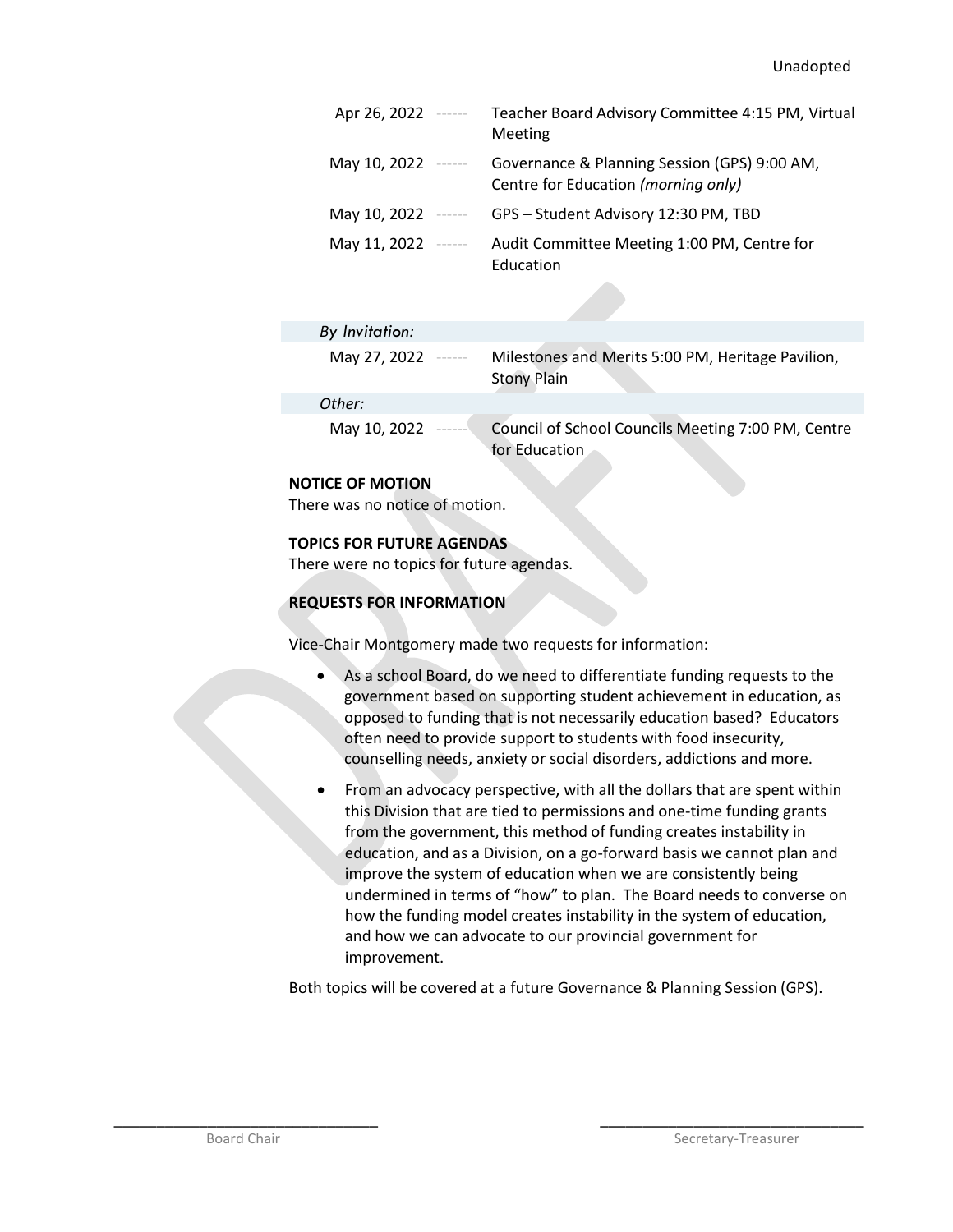Unadopted

| | | |
|---|---|---|
| Apr 26, 2022 | ------ | Teacher Board Advisory Committee 4:15 PM, Virtual Meeting |
| May 10, 2022 | ------ | Governance & Planning Session (GPS) 9:00 AM, Centre for Education *(morning only)* |
| May 10, 2022 | ------ | GPS – Student Advisory 12:30 PM, TBD |
| May 11, 2022 | ------ | Audit Committee Meeting 1:00 PM, Centre for Education |
| *By Invitation:* | | |
| May 27, 2022 | ------ | Milestones and Merits 5:00 PM, Heritage Pavilion, Stony Plain |
| *Other:* | | |
| May 10, 2022 | ------ | Council of School Councils Meeting 7:00 PM, Centre for Education |

**NOTICE OF MOTION**

There was no notice of motion.

**TOPICS FOR FUTURE AGENDAS**

There were no topics for future agendas.

**REQUESTS FOR INFORMATION**

Vice-Chair Montgomery made two requests for information:

- As a school Board, do we need to differentiate funding requests to the government based on supporting student achievement in education, as opposed to funding that is not necessarily education based? Educators often need to provide support to students with food insecurity, counselling needs, anxiety or social disorders, addictions and more.
- From an advocacy perspective, with all the dollars that are spent within this Division that are tied to permissions and one-time funding grants from the government, this method of funding creates instability in education, and as a Division, on a go-forward basis we cannot plan and improve the system of education when we are consistently being undermined in terms of "how" to plan. The Board needs to converse on how the funding model creates instability in the system of education, and how we can advocate to our provincial government for improvement.

Both topics will be covered at a future Governance & Planning Session (GPS).

Board Chair

Secretary-Treasurer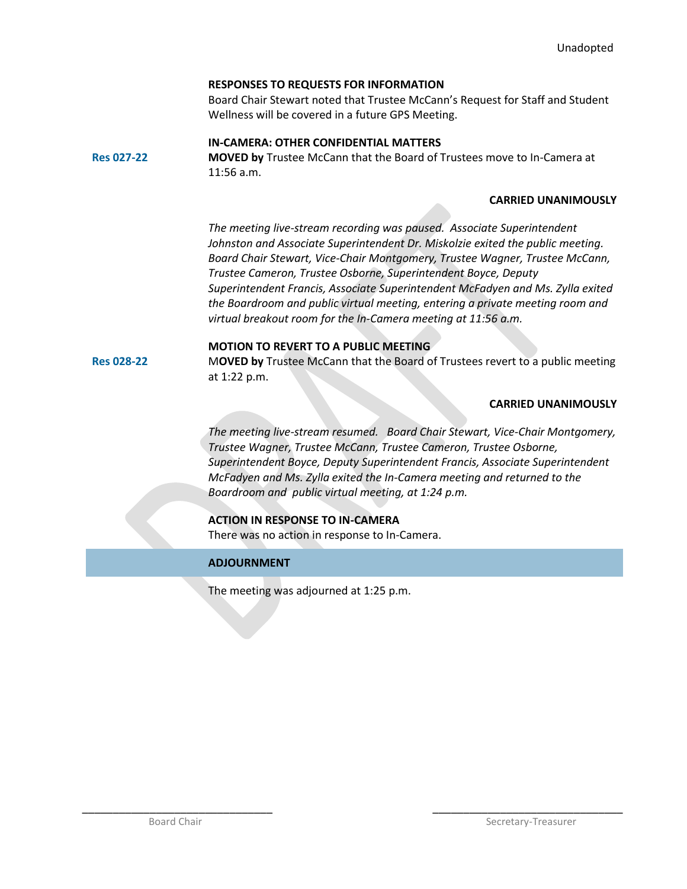Unadopted

**RESPONSES TO REQUESTS FOR INFORMATION**

Board Chair Stewart noted that Trustee McCann's Request for Staff and Student Wellness will be covered in a future GPS Meeting.

**IN-CAMERA: OTHER CONFIDENTIAL MATTERS**

**Res 027-22** **MOVED by** Trustee McCann that the Board of Trustees move to In-Camera at 11:56 a.m.

**CARRIED UNANIMOUSLY**

*The meeting live-stream recording was paused. Associate Superintendent Johnston and Associate Superintendent Dr. Miskolzie exited the public meeting. Board Chair Stewart, Vice-Chair Montgomery, Trustee Wagner, Trustee McCann, Trustee Cameron, Trustee Osborne, Superintendent Boyce, Deputy Superintendent Francis, Associate Superintendent McFadyen and Ms. Zylla exited the Boardroom and public virtual meeting, entering a private meeting room and virtual breakout room for the In-Camera meeting at 11:56 a.m.*

**MOTION TO REVERT TO A PUBLIC MEETING**

**Res 028-22** M**OVED by** Trustee McCann that the Board of Trustees revert to a public meeting at 1:22 p.m.

**CARRIED UNANIMOUSLY**

*The meeting live-stream resumed. Board Chair Stewart, Vice-Chair Montgomery, Trustee Wagner, Trustee McCann, Trustee Cameron, Trustee Osborne, Superintendent Boyce, Deputy Superintendent Francis, Associate Superintendent McFadyen and Ms. Zylla exited the In-Camera meeting and returned to the Boardroom and public virtual meeting, at 1:24 p.m.*

**ACTION IN RESPONSE TO IN-CAMERA**

There was no action in response to In-Camera.

## ADJOURNMENT

The meeting was adjourned at 1:25 p.m.

\_\_\_\_\_\_\_\_\_\_\_\_\_\_\_\_\_\_\_\_\_\_\_\_\_\_\_\_\_\_
Board Chair

\_\_\_\_\_\_\_\_\_\_\_\_\_\_\_\_\_\_\_\_\_\_\_\_\_\_\_\_\_\_
Secretary-Treasurer